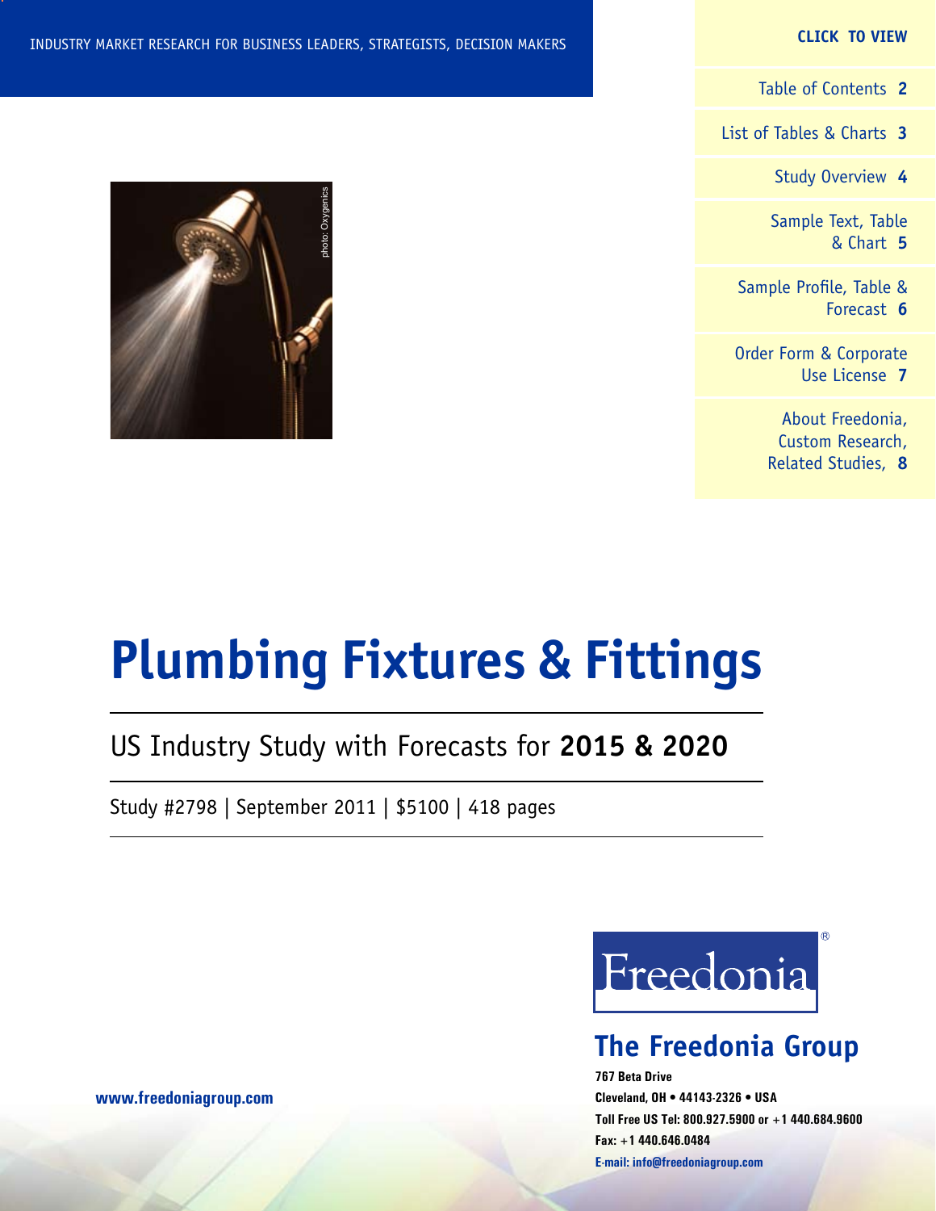INDUSTRY MARKET RESEARCH FOR BUSINESS LEADERS, STRATEGISTS, DECISION MAKERS

**CLICK TO VIEW**

Table of Contents **2**

List of Tables & Charts **3**

Study Overview **4**

Sample Text, Table & Chart **5**

Sample Profile, Table & Forecast **6**

Order Form & Corporate Use License **7**

About Freedonia, Custom Research, Related Studies, **8**

photo: Oxygenics

# Plumbing Fixtures & Fittings

## US Industry Study with Forecasts for **2015 & 2020**

Study #2798 | September 2011 | $5100 | 418 pages

Freedonia®

**The Freedonia Group**

**767 Beta Drive**
**Cleveland, OH • 44143-2326 • USA**
**Toll Free US Tel: 800.927.5900 or +1 440.684.9600**
**Fax: +1 440.646.0484**
**E-mail: info@freedoniagroup.com**

**www.freedoniagroup.com**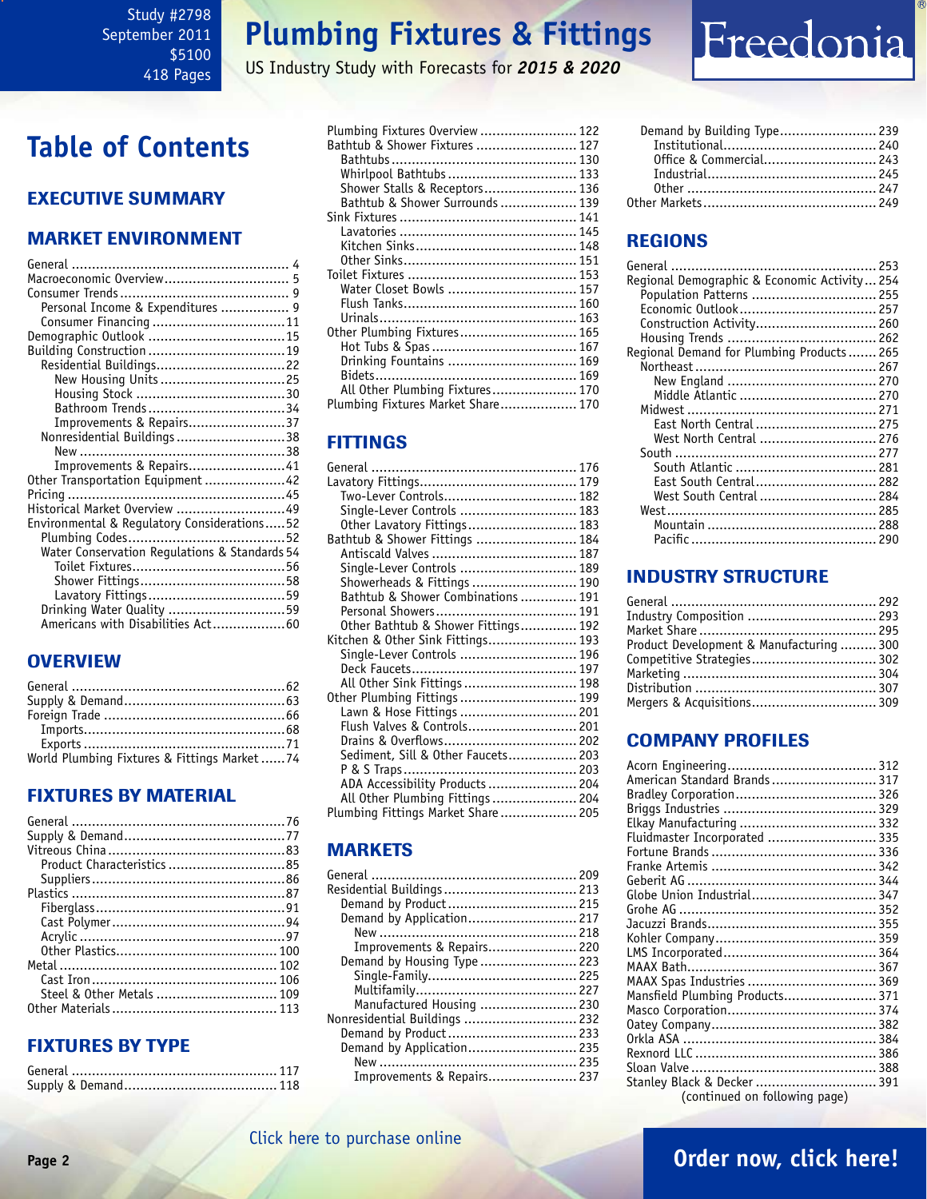Study #2798
September 2011
$5100
418 Pages

# Plumbing Fixtures & Fittings

US Industry Study with Forecasts for *2015 & 2020*

# Table of Contents

## EXECUTIVE SUMMARY

## MARKET ENVIRONMENT

- General ... 4
- Macroeconomic Overview ... 5
- Consumer Trends ... 9
  - Personal Income & Expenditures ... 9
  - Consumer Financing ... 11
- Demographic Outlook ... 15
- Building Construction ... 19
  - Residential Buildings ... 22
    - New Housing Units ... 25
    - Housing Stock ... 30
    - Bathroom Trends ... 34
    - Improvements & Repairs ... 37
  - Nonresidential Buildings ... 38
    - New ... 38
    - Improvements & Repairs ... 41
- Other Transportation Equipment ... 42
- Pricing ... 45
- Historical Market Overview ... 49
- Environmental & Regulatory Considerations ... 52
  - Plumbing Codes ... 52
  - Water Conservation Regulations & Standards ... 54
    - Toilet Fixtures ... 56
    - Shower Fittings ... 58
    - Lavatory Fittings ... 59
  - Drinking Water Quality ... 59
  - Americans with Disabilities Act ... 60

## OVERVIEW

- General ... 62
- Supply & Demand ... 63
- Foreign Trade ... 66
  - Imports ... 68
  - Exports ... 71
- World Plumbing Fixtures & Fittings Market ... 74

## FIXTURES BY MATERIAL

- General ... 76
- Supply & Demand ... 77
- Vitreous China ... 83
  - Product Characteristics ... 85
  - Suppliers ... 86
- Plastics ... 87
  - Fiberglass ... 91
  - Cast Polymer ... 94
  - Acrylic ... 97
  - Other Plastics ... 100
- Metal ... 102
  - Cast Iron ... 106
  - Steel & Other Metals ... 109
- Other Materials ... 113

## FIXTURES BY TYPE

- General ... 117
- Supply & Demand ... 118
- Plumbing Fixtures Overview ... 122
- Bathtub & Shower Fixtures ... 127
  - Bathtubs ... 130
  - Whirlpool Bathtubs ... 133
  - Shower Stalls & Receptors ... 136
  - Bathtub & Shower Surrounds ... 139
- Sink Fixtures ... 141
  - Lavatories ... 145
  - Kitchen Sinks ... 148
  - Other Sinks ... 151
- Toilet Fixtures ... 153
  - Water Closet Bowls ... 157
  - Flush Tanks ... 160
  - Urinals ... 163
- Other Plumbing Fixtures ... 165
  - Hot Tubs & Spas ... 167
  - Drinking Fountains ... 169
  - Bidets ... 169
  - All Other Plumbing Fixtures ... 170
- Plumbing Fixtures Market Share ... 170

## FITTINGS

- General ... 176
- Lavatory Fittings ... 179
  - Two-Lever Controls ... 182
  - Single-Lever Controls ... 183
  - Other Lavatory Fittings ... 183
- Bathtub & Shower Fittings ... 184
  - Antiscald Valves ... 187
  - Single-Lever Controls ... 189
  - Showerheads & Fittings ... 190
  - Bathtub & Shower Combinations ... 191
  - Personal Showers ... 191
  - Other Bathtub & Shower Fittings ... 192
- Kitchen & Other Sink Fittings ... 193
  - Single-Lever Controls ... 196
  - Deck Faucets ... 197
  - All Other Sink Fittings ... 198
- Other Plumbing Fittings ... 199
  - Lawn & Hose Fittings ... 201
  - Flush Valves & Controls ... 201
  - Drains & Overflows ... 202
  - Sediment, Sill & Other Faucets ... 203
  - P & S Traps ... 203
  - ADA Accessibility Products ... 204
  - All Other Plumbing Fittings ... 204
- Plumbing Fittings Market Share ... 205

## MARKETS

- General ... 209
- Residential Buildings ... 213
  - Demand by Product ... 215
  - Demand by Application ... 217
    - New ... 218
    - Improvements & Repairs ... 220
  - Demand by Housing Type ... 223
    - Single-Family ... 225
    - Multifamily ... 227
    - Manufactured Housing ... 230
- Nonresidential Buildings ... 232
  - Demand by Product ... 233
  - Demand by Application ... 235
    - New ... 235
    - Improvements & Repairs ... 237
  - Demand by Building Type ... 239
    - Institutional ... 240
    - Office & Commercial ... 243
    - Industrial ... 245
    - Other ... 247
- Other Markets ... 249

## REGIONS

- General ... 253
- Regional Demographic & Economic Activity ... 254
  - Population Patterns ... 255
  - Economic Outlook ... 257
  - Construction Activity ... 260
  - Housing Trends ... 262
- Regional Demand for Plumbing Products ... 265
  - Northeast ... 267
    - New England ... 270
    - Middle Atlantic ... 270
  - Midwest ... 271
    - East North Central ... 275
    - West North Central ... 276
  - South ... 277
    - South Atlantic ... 281
    - East South Central ... 282
    - West South Central ... 284
  - West ... 285
    - Mountain ... 288
    - Pacific ... 290

## INDUSTRY STRUCTURE

- General ... 292
- Industry Composition ... 293
- Market Share ... 295
- Product Development & Manufacturing ... 300
- Competitive Strategies ... 302
- Marketing ... 304
- Distribution ... 307
- Mergers & Acquisitions ... 309

## COMPANY PROFILES

- Acorn Engineering ... 312
- American Standard Brands ... 317
- Bradley Corporation ... 326
- Briggs Industries ... 329
- Elkay Manufacturing ... 332
- Fluidmaster Incorporated ... 335
- Fortune Brands ... 336
- Franke Artemis ... 342
- Geberit AG ... 344
- Globe Union Industrial ... 347
- Grohe AG ... 352
- Jacuzzi Brands ... 355
- Kohler Company ... 359
- LMS Incorporated ... 364
- MAAX Bath ... 367
- MAAX Spas Industries ... 369
- Mansfield Plumbing Products ... 371
- Masco Corporation ... 374
- Oatey Company ... 382
- Orkla ASA ... 384
- Rexnord LLC ... 386
- Sloan Valve ... 388
- Stanley Black & Decker ... 391

(continued on following page)

Click here to purchase online

Order now, click here!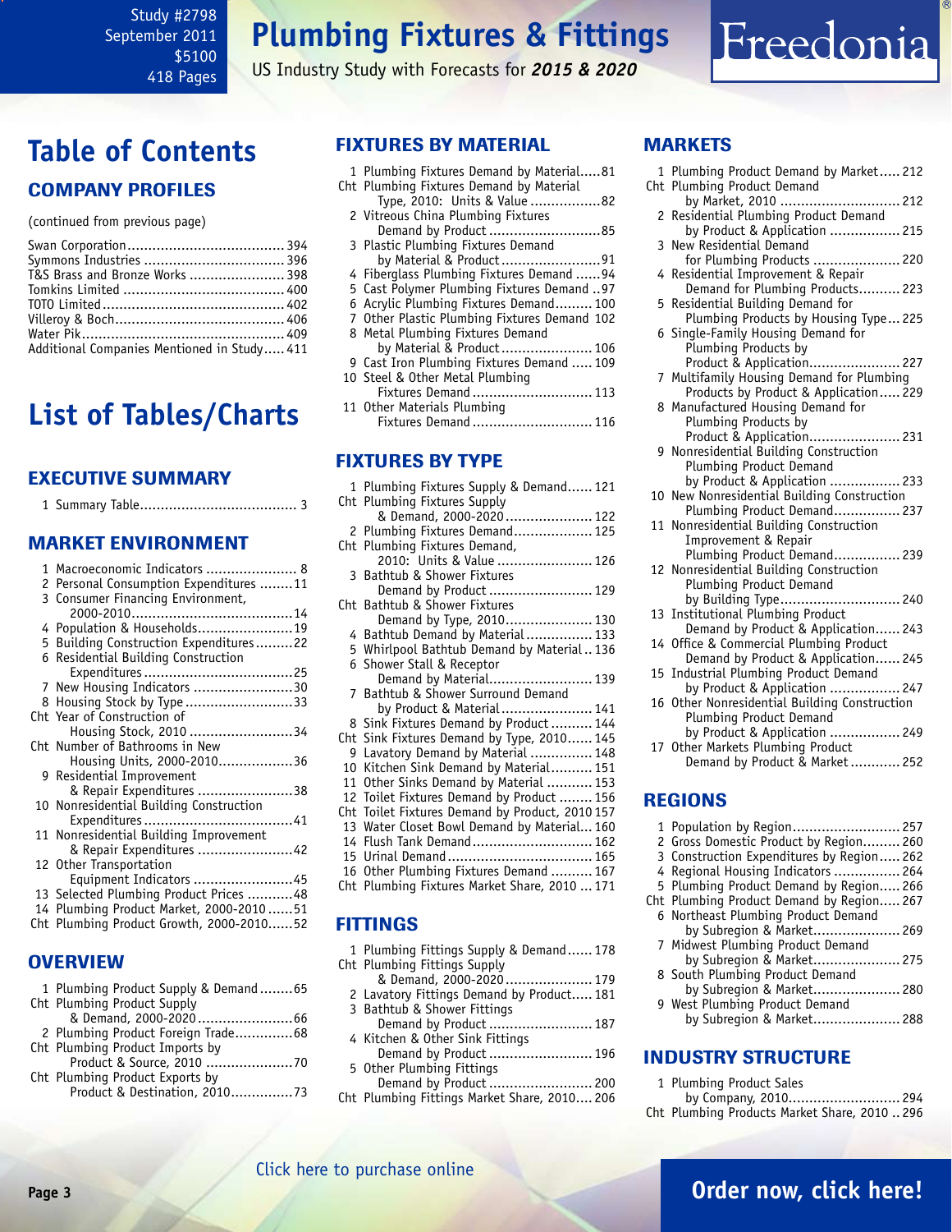Study #2798
September 2011
$5100
418 Pages

# Plumbing Fixtures & Fittings

US Industry Study with Forecasts for ***2015 & 2020***

## Table of Contents

### COMPANY PROFILES

(continued from previous page)

Swan Corporation...... 394
Symmons Industries...... 396
T&S Brass and Bronze Works...... 398
Tomkins Limited...... 400
TOTO Limited...... 402
Villeroy & Boch...... 406
Water Pik...... 409
Additional Companies Mentioned in Study...... 411

## List of Tables/Charts

### EXECUTIVE SUMMARY

1 Summary Table...... 3

### MARKET ENVIRONMENT

1 Macroeconomic Indicators...... 8
2 Personal Consumption Expenditures...... 11
3 Consumer Financing Environment, 2000-2010...... 14
4 Population & Households...... 19
5 Building Construction Expenditures...... 22
6 Residential Building Construction Expenditures...... 25
7 New Housing Indicators...... 30
8 Housing Stock by Type...... 33
Cht Year of Construction of Housing Stock, 2010...... 34
Cht Number of Bathrooms in New Housing Units, 2000-2010...... 36
9 Residential Improvement & Repair Expenditures...... 38
10 Nonresidential Building Construction Expenditures...... 41
11 Nonresidential Building Improvement & Repair Expenditures...... 42
12 Other Transportation Equipment Indicators...... 45
13 Selected Plumbing Product Prices...... 48
14 Plumbing Product Market, 2000-2010...... 51
Cht Plumbing Product Growth, 2000-2010...... 52

### OVERVIEW

1 Plumbing Product Supply & Demand...... 65
Cht Plumbing Product Supply & Demand, 2000-2020...... 66
2 Plumbing Product Foreign Trade...... 68
Cht Plumbing Product Imports by Product & Source, 2010...... 70
Cht Plumbing Product Exports by Product & Destination, 2010...... 73

### FIXTURES BY MATERIAL

1 Plumbing Fixtures Demand by Material...... 81
Cht Plumbing Fixtures Demand by Material Type, 2010: Units & Value...... 82
2 Vitreous China Plumbing Fixtures Demand by Product...... 85
3 Plastic Plumbing Fixtures Demand by Material & Product...... 91
4 Fiberglass Plumbing Fixtures Demand...... 94
5 Cast Polymer Plumbing Fixtures Demand...... 97
6 Acrylic Plumbing Fixtures Demand...... 100
7 Other Plastic Plumbing Fixtures Demand...... 102
8 Metal Plumbing Fixtures Demand by Material & Product...... 106
9 Cast Iron Plumbing Fixtures Demand...... 109
10 Steel & Other Metal Plumbing Fixtures Demand...... 113
11 Other Materials Plumbing Fixtures Demand...... 116

### FIXTURES BY TYPE

1 Plumbing Fixtures Supply & Demand...... 121
Cht Plumbing Fixtures Supply & Demand, 2000-2020...... 122
2 Plumbing Fixtures Demand...... 125
Cht Plumbing Fixtures Demand, 2010: Units & Value...... 126
3 Bathtub & Shower Fixtures Demand by Product...... 129
Cht Bathtub & Shower Fixtures Demand by Type, 2010...... 130
4 Bathtub Demand by Material...... 133
5 Whirlpool Bathtub Demand by Material...... 136
6 Shower Stall & Receptor Demand by Material...... 139
7 Bathtub & Shower Surround Demand by Product & Material...... 141
8 Sink Fixtures Demand by Product...... 144
Cht Sink Fixtures Demand by Type, 2010...... 145
9 Lavatory Demand by Material...... 148
10 Kitchen Sink Demand by Material...... 151
11 Other Sinks Demand by Material...... 153
12 Toilet Fixtures Demand by Product...... 156
Cht Toilet Fixtures Demand by Product, 2010...... 157
13 Water Closet Bowl Demand by Material...... 160
14 Flush Tank Demand...... 162
15 Urinal Demand...... 165
16 Other Plumbing Fixtures Demand...... 167
Cht Plumbing Fixtures Market Share, 2010...... 171

### FITTINGS

1 Plumbing Fittings Supply & Demand...... 178
Cht Plumbing Fittings Supply & Demand, 2000-2020...... 179
2 Lavatory Fittings Demand by Product...... 181
3 Bathtub & Shower Fittings Demand by Product...... 187
4 Kitchen & Other Sink Fittings Demand by Product...... 196
5 Other Plumbing Fittings Demand by Product...... 200
Cht Plumbing Fittings Market Share, 2010...... 206

### MARKETS

1 Plumbing Product Demand by Market...... 212
Cht Plumbing Product Demand by Market, 2010...... 212
2 Residential Plumbing Product Demand by Product & Application...... 215
3 New Residential Demand for Plumbing Products...... 220
4 Residential Improvement & Repair Demand for Plumbing Products...... 223
5 Residential Building Demand for Plumbing Products by Housing Type...... 225
6 Single-Family Housing Demand for Plumbing Products by Product & Application...... 227
7 Multifamily Housing Demand for Plumbing Products by Product & Application...... 229
8 Manufactured Housing Demand for Plumbing Products by Product & Application...... 231
9 Nonresidential Building Construction Plumbing Product Demand by Product & Application...... 233
10 New Nonresidential Building Construction Plumbing Product Demand...... 237
11 Nonresidential Building Construction Improvement & Repair Plumbing Product Demand...... 239
12 Nonresidential Building Construction Plumbing Product Demand by Building Type...... 240
13 Institutional Plumbing Product Demand by Product & Application...... 243
14 Office & Commercial Plumbing Product Demand by Product & Application...... 245
15 Industrial Plumbing Product Demand by Product & Application...... 247
16 Other Nonresidential Building Construction Plumbing Product Demand by Product & Application...... 249
17 Other Markets Plumbing Product Demand by Product & Market...... 252

### REGIONS

1 Population by Region...... 257
2 Gross Domestic Product by Region...... 260
3 Construction Expenditures by Region...... 262
4 Regional Housing Indicators...... 264
5 Plumbing Product Demand by Region...... 266
Cht Plumbing Product Demand by Region...... 267
6 Northeast Plumbing Product Demand by Subregion & Market...... 269
7 Midwest Plumbing Product Demand by Subregion & Market...... 275
8 South Plumbing Product Demand by Subregion & Market...... 280
9 West Plumbing Product Demand by Subregion & Market...... 288

### INDUSTRY STRUCTURE

1 Plumbing Product Sales by Company, 2010...... 294
Cht Plumbing Products Market Share, 2010...... 296

Click here to purchase online

**Order now, click here!**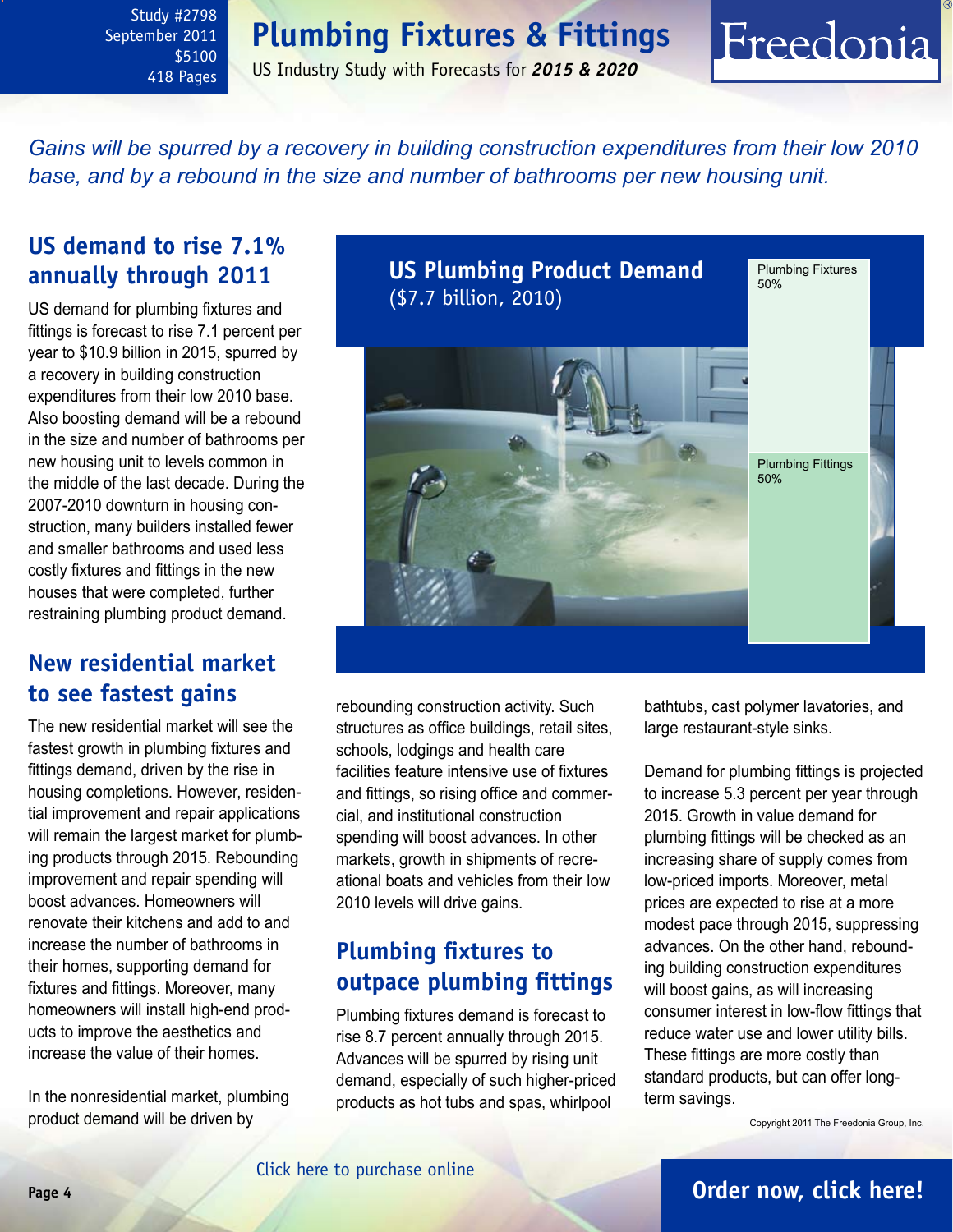Study #2798
September 2011
$5100
418 Pages

# Plumbing Fixtures & Fittings

US Industry Study with Forecasts for ***2015 & 2020***

*Gains will be spurred by a recovery in building construction expenditures from their low 2010 base, and by a rebound in the size and number of bathrooms per new housing unit.*

## US demand to rise 7.1% annually through 2011

US demand for plumbing fixtures and fittings is forecast to rise 7.1 percent per year to $10.9 billion in 2015, spurred by a recovery in building construction expenditures from their low 2010 base. Also boosting demand will be a rebound in the size and number of bathrooms per new housing unit to levels common in the middle of the last decade. During the 2007-2010 downturn in housing construction, many builders installed fewer and smaller bathrooms and used less costly fixtures and fittings in the new houses that were completed, further restraining plumbing product demand.

## New residential market to see fastest gains

The new residential market will see the fastest growth in plumbing fixtures and fittings demand, driven by the rise in housing completions. However, residential improvement and repair applications will remain the largest market for plumbing products through 2015. Rebounding improvement and repair spending will boost advances. Homeowners will renovate their kitchens and add to and increase the number of bathrooms in their homes, supporting demand for fixtures and fittings. Moreover, many homeowners will install high-end products to improve the aesthetics and increase the value of their homes.

In the nonresidential market, plumbing product demand will be driven by rebounding construction activity. Such structures as office buildings, retail sites, schools, lodgings and health care facilities feature intensive use of fixtures and fittings, so rising office and commercial, and institutional construction spending will boost advances. In other markets, growth in shipments of recreational boats and vehicles from their low 2010 levels will drive gains.

**US Plumbing Product Demand**
($7.7 billion, 2010)

Plumbing Fixtures 50%
Plumbing Fittings 50%

## Plumbing fixtures to outpace plumbing fittings

Plumbing fixtures demand is forecast to rise 8.7 percent annually through 2015. Advances will be spurred by rising unit demand, especially of such higher-priced products as hot tubs and spas, whirlpool bathtubs, cast polymer lavatories, and large restaurant-style sinks.

Demand for plumbing fittings is projected to increase 5.3 percent per year through 2015. Growth in value demand for plumbing fittings will be checked as an increasing share of supply comes from low-priced imports. Moreover, metal prices are expected to rise at a more modest pace through 2015, suppressing advances. On the other hand, rebounding building construction expenditures will boost gains, as will increasing consumer interest in low-flow fittings that reduce water use and lower utility bills. These fittings are more costly than standard products, but can offer long-term savings.

Copyright 2011 The Freedonia Group, Inc.

Click here to purchase online

**Order now, click here!**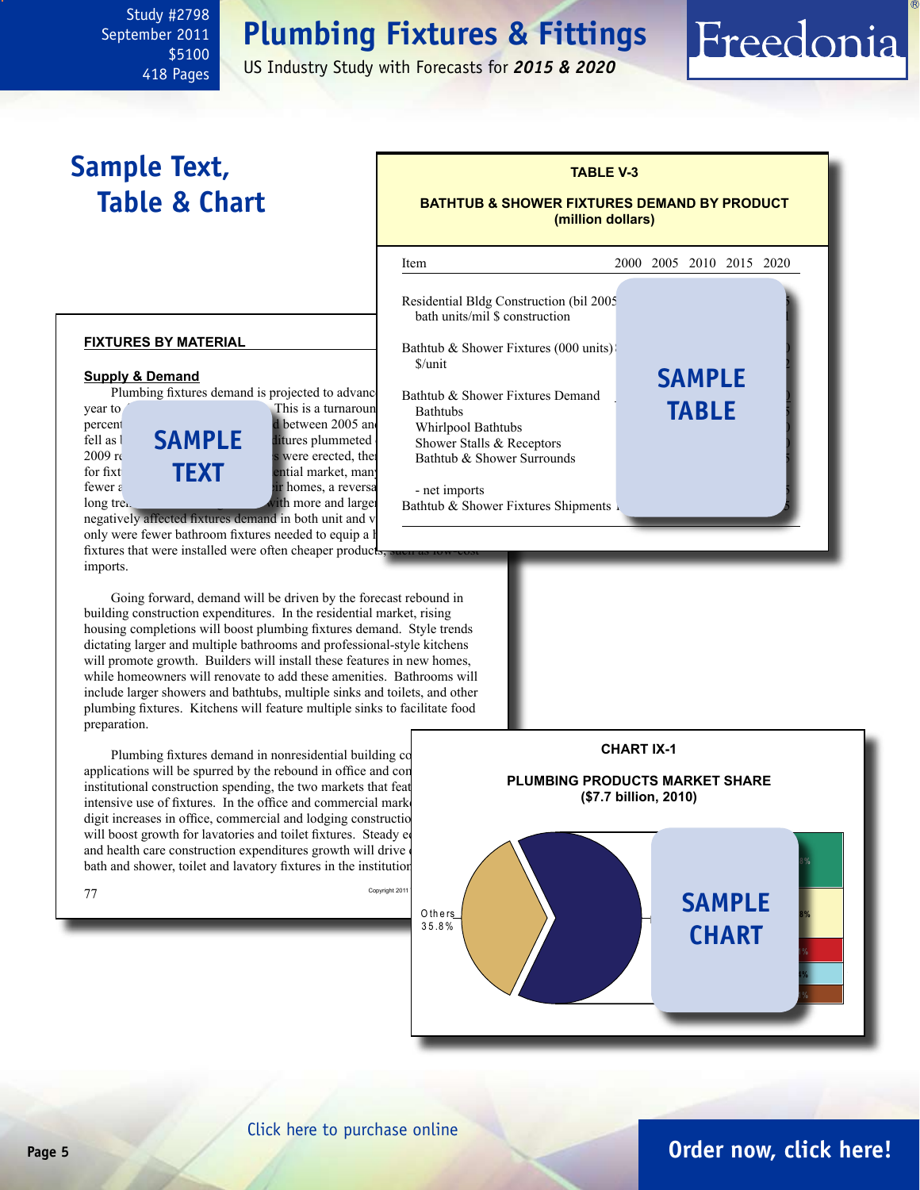Study #2798
September 2011
$5100
418 Pages

# Plumbing Fixtures & Fittings

US Industry Study with Forecasts for ***2015 & 2020***

## Sample Text, Table & Chart

**TABLE V-3**

**BATHTUB & SHOWER FIXTURES DEMAND BY PRODUCT (million dollars)**

| Item | 2000 | 2005 | 2010 | 2015 | 2020 |
|---|---|---|---|---|---|
| Residential Bldg Construction (bil 2005 | | | | | |
| bath units/mil $ construction | | | | | |
| Bathtub & Shower Fixtures (000 units) | | | | | |
| $/unit | | | | | |
| Bathtub & Shower Fixtures Demand | | | | | |
| Bathtubs | | | | | |
| Whirlpool Bathtubs | | | | | |
| Shower Stalls & Receptors | | | | | |
| Bathtub & Shower Surrounds | | | | | |
| - net imports | | | | | |
| Bathtub & Shower Fixtures Shipments | | | | | |

SAMPLE TABLE

**FIXTURES BY MATERIAL**

**Supply & Demand**

Plumbing fixtures demand is projected to advance ... year to ... This is a turnaround ... percent ... between 2005 and ... fell as ... fixtures plummeted ... 2009 ... were erected, the ... for fixt... residential market, many ... fewer ... their homes, a reversal ... long tre... with more and larger ... negatively affected fixtures demand in both unit and v... only were fewer bathroom fixtures needed to equip a ... fixtures that were installed were often cheaper products, such as low-cost imports.

SAMPLE TEXT

Going forward, demand will be driven by the forecast rebound in building construction expenditures. In the residential market, rising housing completions will boost plumbing fixtures demand. Style trends dictating larger and multiple bathrooms and professional-style kitchens will promote growth. Builders will install these features in new homes, while homeowners will renovate to add these amenities. Bathrooms will include larger showers and bathtubs, multiple sinks and toilets, and other plumbing fixtures. Kitchens will feature multiple sinks to facilitate food preparation.

Plumbing fixtures demand in nonresidential building co... applications will be spurred by the rebound in office and com... institutional construction spending, the two markets that feat... intensive use of fixtures. In the office and commercial mark... digit increases in office, commercial and lodging constructio... will boost growth for lavatories and toilet fixtures. Steady e... and health care construction expenditures growth will drive ... bath and shower, toilet and lavatory fixtures in the institution...

77

Copyright 2011

**CHART IX-1**

**PLUMBING PRODUCTS MARKET SHARE ($7.7 billion, 2010)**

Others 35.8%

SAMPLE CHART

Click here to purchase online

Order now, click here!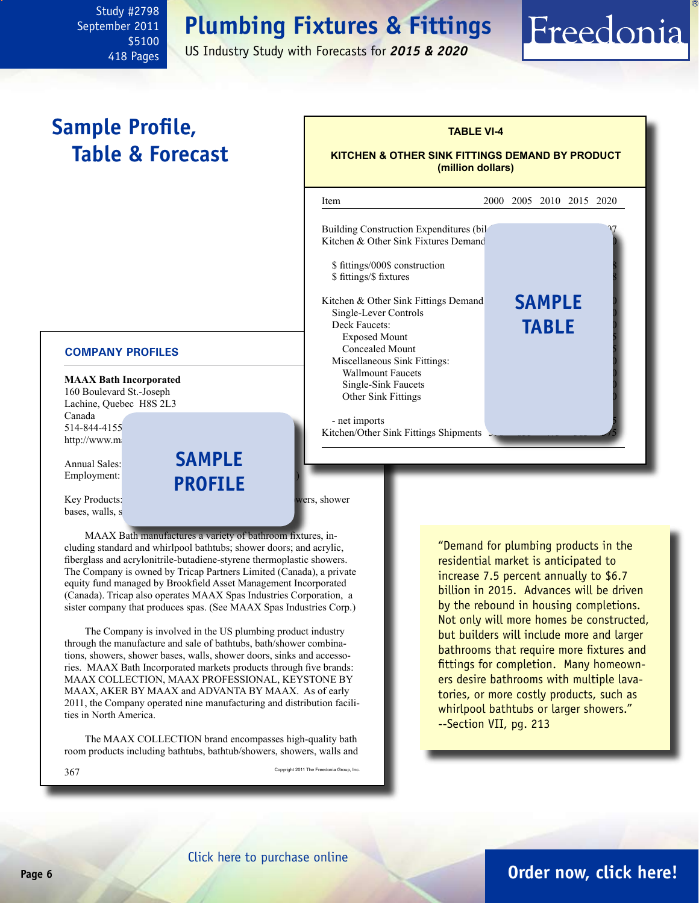# Sample Profile, Table & Forecast

## TABLE VI-4

**KITCHEN & OTHER SINK FITTINGS DEMAND BY PRODUCT (million dollars)**

| Item | 2000 | 2005 | 2010 | 2015 | 2020 |
|---|---|---|---|---|---|
| Building Construction Expenditures (bil | | | | | 7 |
| Kitchen & Other Sink Fixtures Demand | | | | | 0 |
| | | | | | |
| $ fittings/000$ construction | | | | | 8 |
| $ fittings/$ fixtures | | | | | 8 |
| | | | | | |
| Kitchen & Other Sink Fittings Demand | | | | | 0 |
| Single-Lever Controls | | | | | 0 |
| Deck Faucets: | | | | | 0 |
| Exposed Mount | | | | | 5 |
| Concealed Mount | | | | | 5 |
| Miscellaneous Sink Fittings: | | | | | 0 |
| Wallmount Faucets | | | | | 0 |
| Single-Sink Faucets | | | | | 0 |
| Other Sink Fittings | | | | | 0 |
| | | | | | |
| - net imports | | | | | 5 |
| Kitchen/Other Sink Fittings Shipments | | | | | 5 |

**SAMPLE TABLE**

### COMPANY PROFILES

**MAAX Bath Incorporated**
160 Boulevard St.-Joseph
Lachine, Quebec H8S 2L3
Canada
514-844-4155
http://www.m

Annual Sales:
Employment:

Key Products: ...wers, shower bases, walls, s...

**SAMPLE PROFILE**

MAAX Bath manufactures a variety of bathroom fixtures, including standard and whirlpool bathtubs; shower doors; and acrylic, fiberglass and acrylonitrile-butadiene-styrene thermoplastic showers. The Company is owned by Tricap Partners Limited (Canada), a private equity fund managed by Brookfield Asset Management Incorporated (Canada). Tricap also operates MAAX Spas Industries Corporation, a sister company that produces spas. (See MAAX Spas Industries Corp.)

The Company is involved in the US plumbing product industry through the manufacture and sale of bathtubs, bath/shower combinations, showers, shower bases, walls, shower doors, sinks and accessories. MAAX Bath Incorporated markets products through five brands: MAAX COLLECTION, MAAX PROFESSIONAL, KEYSTONE BY MAAX, AKER BY MAAX and ADVANTA BY MAAX. As of early 2011, the Company operated nine manufacturing and distribution facilities in North America.

The MAAX COLLECTION brand encompasses high-quality bath room products including bathtubs, bathtub/showers, showers, walls and

367

Copyright 2011 The Freedonia Group, Inc.

"Demand for plumbing products in the residential market is anticipated to increase 7.5 percent annually to $6.7 billion in 2015. Advances will be driven by the rebound in housing completions. Not only will more homes be constructed, but builders will include more and larger bathrooms that require more fixtures and fittings for completion. Many homeowners desire bathrooms with multiple lavatories, or more costly products, such as whirlpool bathtubs or larger showers."
--Section VII, pg. 213

Click here to purchase online

**Order now, click here!**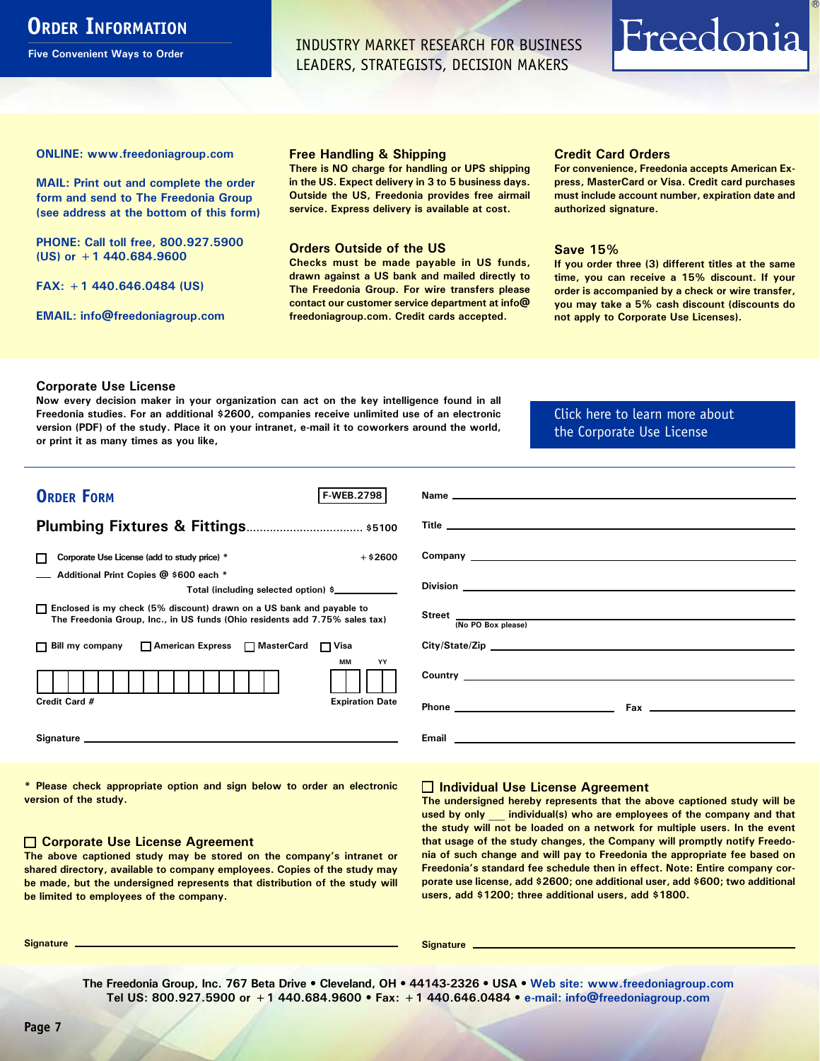# Order Information

Five Convenient Ways to Order

INDUSTRY MARKET RESEARCH FOR BUSINESS LEADERS, STRATEGISTS, DECISION MAKERS

Freedonia®

**ONLINE: www.freedoniagroup.com**

**MAIL: Print out and complete the order form and send to The Freedonia Group (see address at the bottom of this form)**

**PHONE: Call toll free, 800.927.5900 (US) or +1 440.684.9600**

**FAX: +1 440.646.0484 (US)**

**EMAIL: info@freedoniagroup.com**

### Free Handling & Shipping

There is NO charge for handling or UPS shipping in the US. Expect delivery in 3 to 5 business days. Outside the US, Freedonia provides free airmail service. Express delivery is available at cost.

### Orders Outside of the US

Checks must be made payable in US funds, drawn against a US bank and mailed directly to The Freedonia Group. For wire transfers please contact our customer service department at info@freedoniagroup.com. Credit cards accepted.

### Credit Card Orders

For convenience, Freedonia accepts American Express, MasterCard or Visa. Credit card purchases must include account number, expiration date and authorized signature.

### Save 15%

If you order three (3) different titles at the same time, you can receive a 15% discount. If your order is accompanied by a check or wire transfer, you may take a 5% cash discount (discounts do not apply to Corporate Use Licenses).

### Corporate Use License

Now every decision maker in your organization can act on the key intelligence found in all Freedonia studies. For an additional $2600, companies receive unlimited use of an electronic version (PDF) of the study. Place it on your intranet, e-mail it to coworkers around the world, or print it as many times as you like,

Click here to learn more about the Corporate Use License

## Order Form

F-WEB.2798

**Plumbing Fixtures & Fittings**.................................. $5100

☐ Corporate Use License (add to study price) * +$2600

___ Additional Print Copies @ $600 each *

Total (including selected option) $________

☐ Enclosed is my check (5% discount) drawn on a US bank and payable to The Freedonia Group, Inc., in US funds (Ohio residents add 7.75% sales tax)

☐ Bill my company ☐ American Express ☐ MasterCard ☐ Visa

Credit Card # ____________ Expiration Date MM YY

Signature ____________

Name ____________

Title ____________

Company ____________

Division ____________

Street ____________ (No PO Box please)

City/State/Zip ____________

Country ____________

Phone ____________ Fax ____________

Email ____________

\* Please check appropriate option and sign below to order an electronic version of the study.

### ☐ Corporate Use License Agreement

The above captioned study may be stored on the company's intranet or shared directory, available to company employees. Copies of the study may be made, but the undersigned represents that distribution of the study will be limited to employees of the company.

Signature ____________

### ☐ Individual Use License Agreement

The undersigned hereby represents that the above captioned study will be used by only ___ individual(s) who are employees of the company and that the study will not be loaded on a network for multiple users. In the event that usage of the study changes, the Company will promptly notify Freedonia of such change and will pay to Freedonia the appropriate fee based on Freedonia's standard fee schedule then in effect. Note: Entire company corporate use license, add $2600; one additional user, add $600; two additional users, add $1200; three additional users, add $1800.

Signature ____________

The Freedonia Group, Inc. 767 Beta Drive • Cleveland, OH • 44143-2326 • USA • Web site: www.freedoniagroup.com
Tel US: 800.927.5900 or +1 440.684.9600 • Fax: +1 440.646.0484 • e-mail: info@freedoniagroup.com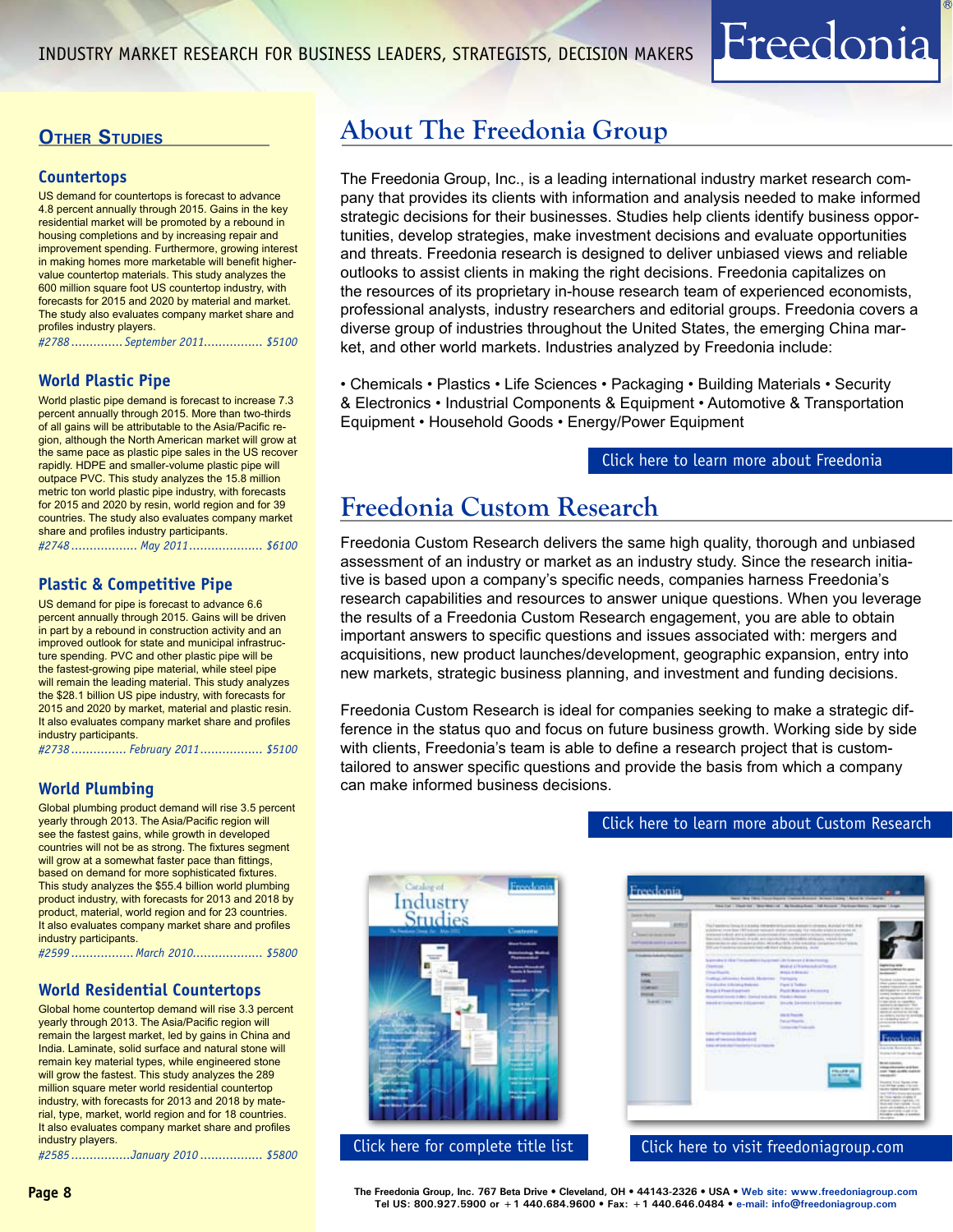## Other Studies

### Countertops

US demand for countertops is forecast to advance 4.8 percent annually through 2015. Gains in the key residential market will be promoted by a rebound in housing completions and by increasing repair and improvement spending. Furthermore, growing interest in making homes more marketable will benefit higher-value countertop materials. This study analyzes the 600 million square foot US countertop industry, with forecasts for 2015 and 2020 by material and market. The study also evaluates company market share and profiles industry players.

*#2788 .............. September 2011................ $5100*

### World Plastic Pipe

World plastic pipe demand is forecast to increase 7.3 percent annually through 2015. More than two-thirds of all gains will be attributable to the Asia/Pacific region, although the North American market will grow at the same pace as plastic pipe sales in the US recover rapidly. HDPE and smaller-volume plastic pipe will outpace PVC. This study analyzes the 15.8 million metric ton world plastic pipe industry, with forecasts for 2015 and 2020 by resin, world region and for 39 countries. The study also evaluates company market share and profiles industry participants.

*#2748 .................. May 2011.................... $6100*

### Plastic & Competitive Pipe

US demand for pipe is forecast to advance 6.6 percent annually through 2015. Gains will be driven in part by a rebound in construction activity and an improved outlook for state and municipal infrastructure spending. PVC and other plastic pipe will be the fastest-growing pipe material, while steel pipe will remain the leading material. This study analyzes the $28.1 billion US pipe industry, with forecasts for 2015 and 2020 by market, material and plastic resin. It also evaluates company market share and profiles industry participants.

*#2738 ............... February 2011................. $5100*

### World Plumbing

Global plumbing product demand will rise 3.5 percent yearly through 2013. The Asia/Pacific region will see the fastest gains, while growth in developed countries will not be as strong. The fixtures segment will grow at a somewhat faster pace than fittings, based on demand for more sophisticated fixtures. This study analyzes the $55.4 billion world plumbing product industry, with forecasts for 2013 and 2018 by product, material, world region and for 23 countries. It also evaluates company market share and profiles industry participants.

*#2599 ................. March 2010................... $5800*

### World Residential Countertops

Global home countertop demand will rise 3.3 percent yearly through 2013. The Asia/Pacific region will remain the largest market, led by gains in China and India. Laminate, solid surface and natural stone will remain key material types, while engineered stone will grow the fastest. This study analyzes the 289 million square meter world residential countertop industry, with forecasts for 2013 and 2018 by material, type, market, world region and for 18 countries. It also evaluates company market share and profiles industry players.

*#2585 ................January 2010 ................. $5800*

## About The Freedonia Group

The Freedonia Group, Inc., is a leading international industry market research company that provides its clients with information and analysis needed to make informed strategic decisions for their businesses. Studies help clients identify business opportunities, develop strategies, make investment decisions and evaluate opportunities and threats. Freedonia research is designed to deliver unbiased views and reliable outlooks to assist clients in making the right decisions. Freedonia capitalizes on the resources of its proprietary in-house research team of experienced economists, professional analysts, industry researchers and editorial groups. Freedonia covers a diverse group of industries throughout the United States, the emerging China market, and other world markets. Industries analyzed by Freedonia include:

• Chemicals • Plastics • Life Sciences • Packaging • Building Materials • Security & Electronics • Industrial Components & Equipment • Automotive & Transportation Equipment • Household Goods • Energy/Power Equipment

Click here to learn more about Freedonia

## Freedonia Custom Research

Freedonia Custom Research delivers the same high quality, thorough and unbiased assessment of an industry or market as an industry study. Since the research initiative is based upon a company's specific needs, companies harness Freedonia's research capabilities and resources to answer unique questions. When you leverage the results of a Freedonia Custom Research engagement, you are able to obtain important answers to specific questions and issues associated with: mergers and acquisitions, new product launches/development, geographic expansion, entry into new markets, strategic business planning, and investment and funding decisions.

Freedonia Custom Research is ideal for companies seeking to make a strategic difference in the status quo and focus on future business growth. Working side by side with clients, Freedonia's team is able to define a research project that is custom-tailored to answer specific questions and provide the basis from which a company can make informed business decisions.

Click here to learn more about Custom Research

Click here for complete title list

Click here to visit freedoniagroup.com

**The Freedonia Group, Inc. 767 Beta Drive • Cleveland, OH • 44143-2326 • USA • Web site: www.freedoniagroup.com**
**Tel US: 800.927.5900 or +1 440.684.9600 • Fax: +1 440.646.0484 • e-mail: info@freedoniagroup.com**